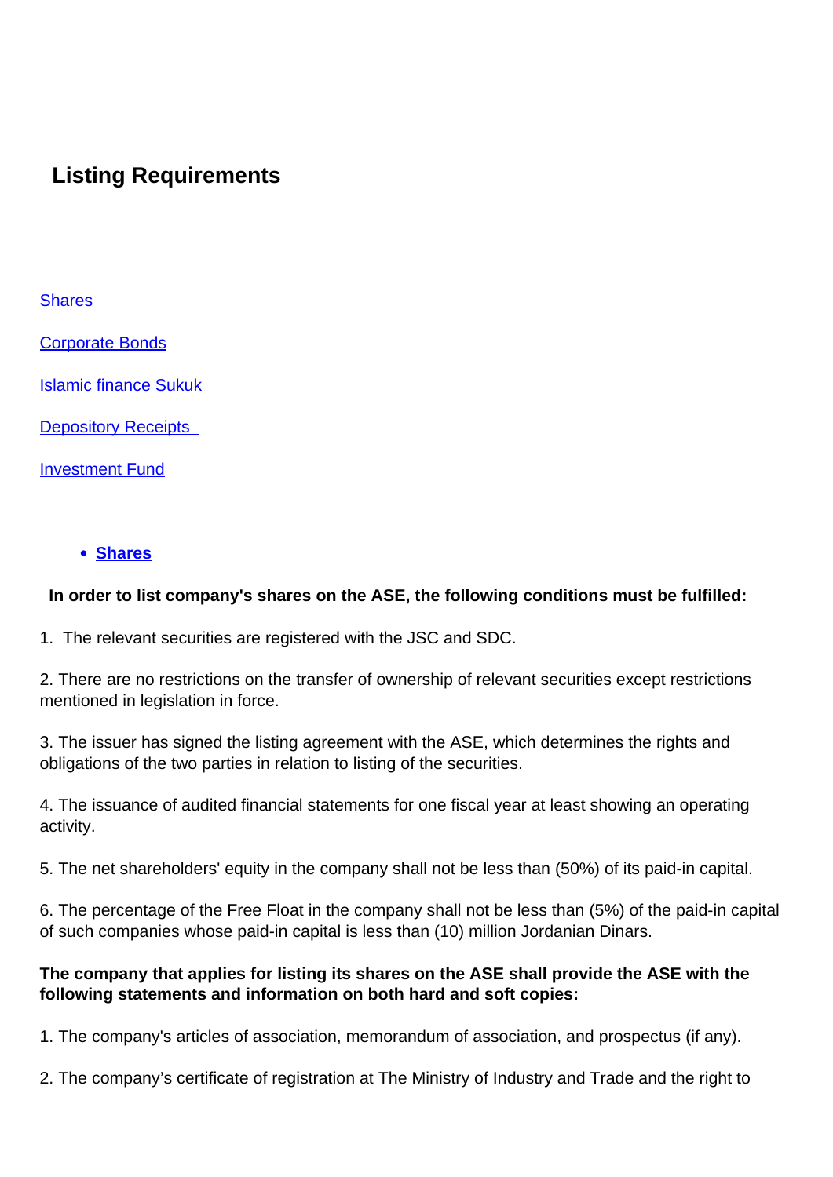# Listing Requirements

[Shares]()

[Corporate Bonds]()

[Islamic finance Sukuk]()

[Depository Receipts]()

[Investment Fund]()

- **[Shares]()**

**In order to list company's shares on the ASE, the following conditions must be fulfilled:**

1. The relevant securities are registered with the JSC and SDC.

2. There are no restrictions on the transfer of ownership of relevant securities except restrictions mentioned in legislation in force.

3. The issuer has signed the listing agreement with the ASE, which determines the rights and obligations of the two parties in relation to listing of the securities.

4. The issuance of audited financial statements for one fiscal year at least showing an operating activity.

5. The net shareholders' equity in the company shall not be less than (50%) of its paid-in capital.

6. The percentage of the Free Float in the company shall not be less than (5%) of the paid-in capital of such companies whose paid-in capital is less than (10) million Jordanian Dinars.

**The company that applies for listing its shares on the ASE shall provide the ASE with the following statements and information on both hard and soft copies:**

1. The company's articles of association, memorandum of association, and prospectus (if any).

2. The company's certificate of registration at The Ministry of Industry and Trade and the right to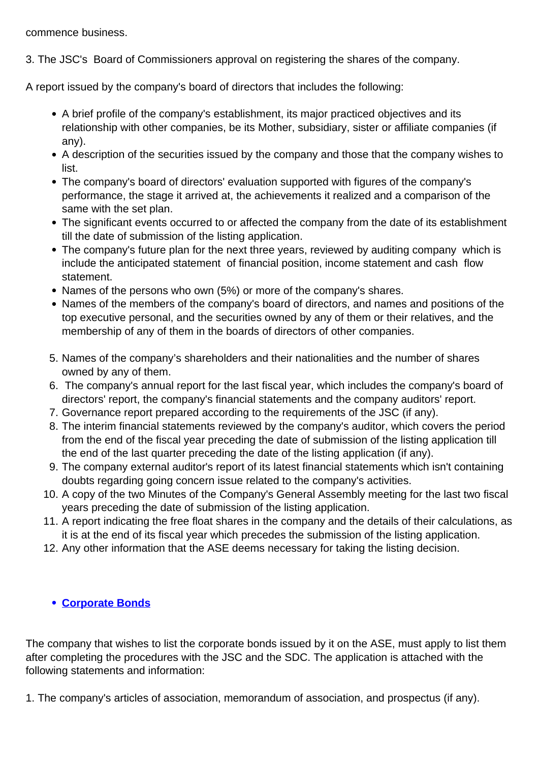commence business.

3. The JSC's  Board of Commissioners approval on registering the shares of the company.

A report issued by the company's board of directors that includes the following:

- A brief profile of the company's establishment, its major practiced objectives and its relationship with other companies, be its Mother, subsidiary, sister or affiliate companies (if any).
- A description of the securities issued by the company and those that the company wishes to list.
- The company's board of directors' evaluation supported with figures of the company's performance, the stage it arrived at, the achievements it realized and a comparison of the same with the set plan.
- The significant events occurred to or affected the company from the date of its establishment till the date of submission of the listing application.
- The company's future plan for the next three years, reviewed by auditing company  which is include the anticipated statement  of financial position, income statement and cash  flow statement.
- Names of the persons who own (5%) or more of the company's shares.
- Names of the members of the company's board of directors, and names and positions of the top executive personal, and the securities owned by any of them or their relatives, and the membership of any of them in the boards of directors of other companies.

5. Names of the company's shareholders and their nationalities and the number of shares owned by any of them.
6. The company's annual report for the last fiscal year, which includes the company's board of directors' report, the company's financial statements and the company auditors' report.
7. Governance report prepared according to the requirements of the JSC (if any).
8. The interim financial statements reviewed by the company's auditor, which covers the period from the end of the fiscal year preceding the date of submission of the listing application till the end of the last quarter preceding the date of the listing application (if any).
9. The company external auditor's report of its latest financial statements which isn't containing doubts regarding going concern issue related to the company's activities.
10. A copy of the two Minutes of the Company's General Assembly meeting for the last two fiscal years preceding the date of submission of the listing application.
11. A report indicating the free float shares in the company and the details of their calculations, as it is at the end of its fiscal year which precedes the submission of the listing application.
12. Any other information that the ASE deems necessary for taking the listing decision.

- **Corporate Bonds**

The company that wishes to list the corporate bonds issued by it on the ASE, must apply to list them after completing the procedures with the JSC and the SDC. The application is attached with the following statements and information:

1. The company's articles of association, memorandum of association, and prospectus (if any).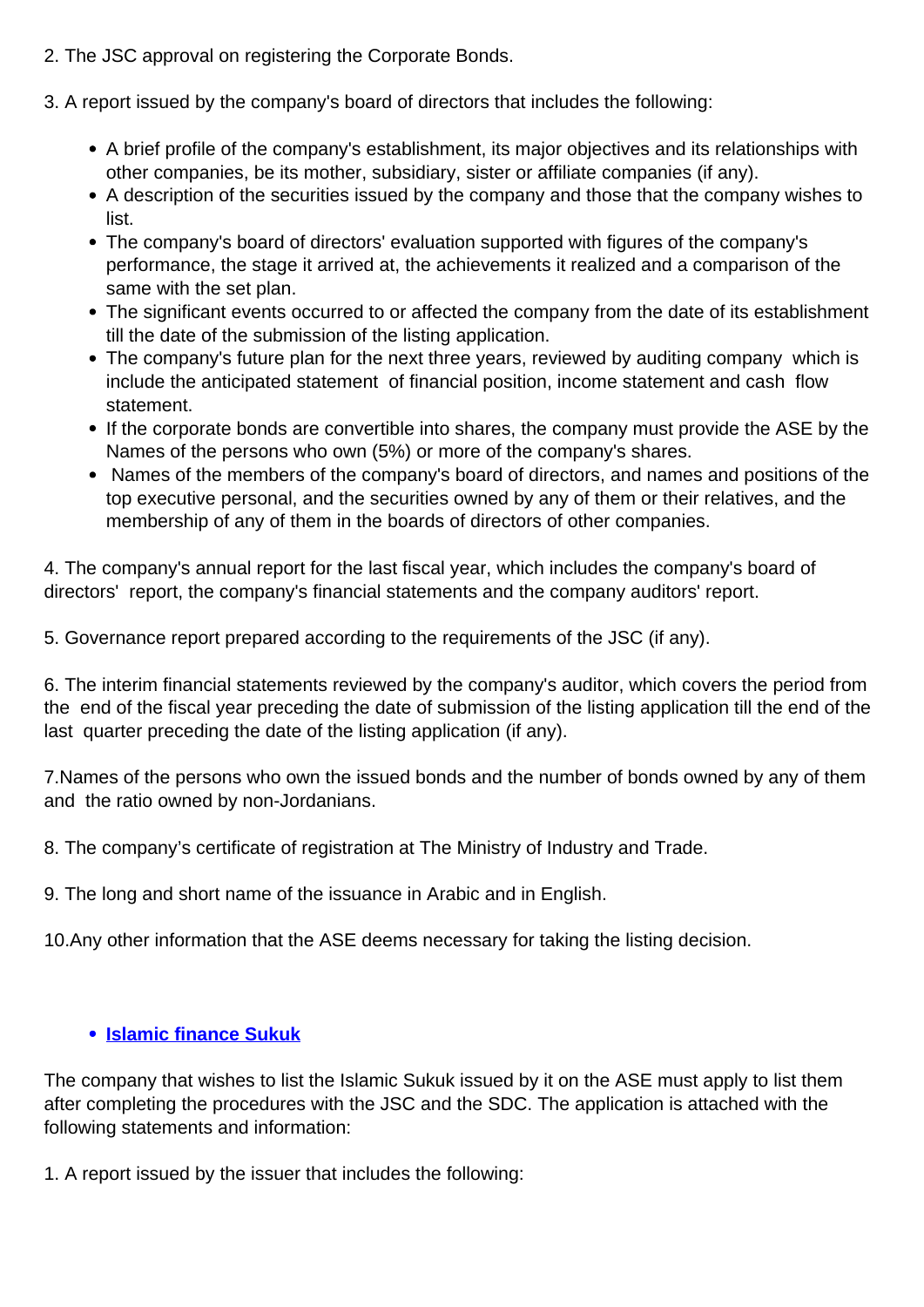2. The JSC approval on registering the Corporate Bonds.

3. A report issued by the company's board of directors that includes the following:

- A brief profile of the company's establishment, its major objectives and its relationships with other companies, be its mother, subsidiary, sister or affiliate companies (if any).
- A description of the securities issued by the company and those that the company wishes to list.
- The company's board of directors' evaluation supported with figures of the company's performance, the stage it arrived at, the achievements it realized and a comparison of the same with the set plan.
- The significant events occurred to or affected the company from the date of its establishment till the date of the submission of the listing application.
- The company's future plan for the next three years, reviewed by auditing company which is include the anticipated statement of financial position, income statement and cash flow statement.
- If the corporate bonds are convertible into shares, the company must provide the ASE by the Names of the persons who own (5%) or more of the company's shares.
- Names of the members of the company's board of directors, and names and positions of the top executive personal, and the securities owned by any of them or their relatives, and the membership of any of them in the boards of directors of other companies.

4. The company's annual report for the last fiscal year, which includes the company's board of directors' report, the company's financial statements and the company auditors' report.

5. Governance report prepared according to the requirements of the JSC (if any).

6. The interim financial statements reviewed by the company's auditor, which covers the period from the end of the fiscal year preceding the date of submission of the listing application till the end of the last quarter preceding the date of the listing application (if any).

7.Names of the persons who own the issued bonds and the number of bonds owned by any of them and the ratio owned by non-Jordanians.

8. The company's certificate of registration at The Ministry of Industry and Trade.

9. The long and short name of the issuance in Arabic and in English.

10.Any other information that the ASE deems necessary for taking the listing decision.

- **Islamic finance Sukuk**

The company that wishes to list the Islamic Sukuk issued by it on the ASE must apply to list them after completing the procedures with the JSC and the SDC. The application is attached with the following statements and information:

1. A report issued by the issuer that includes the following: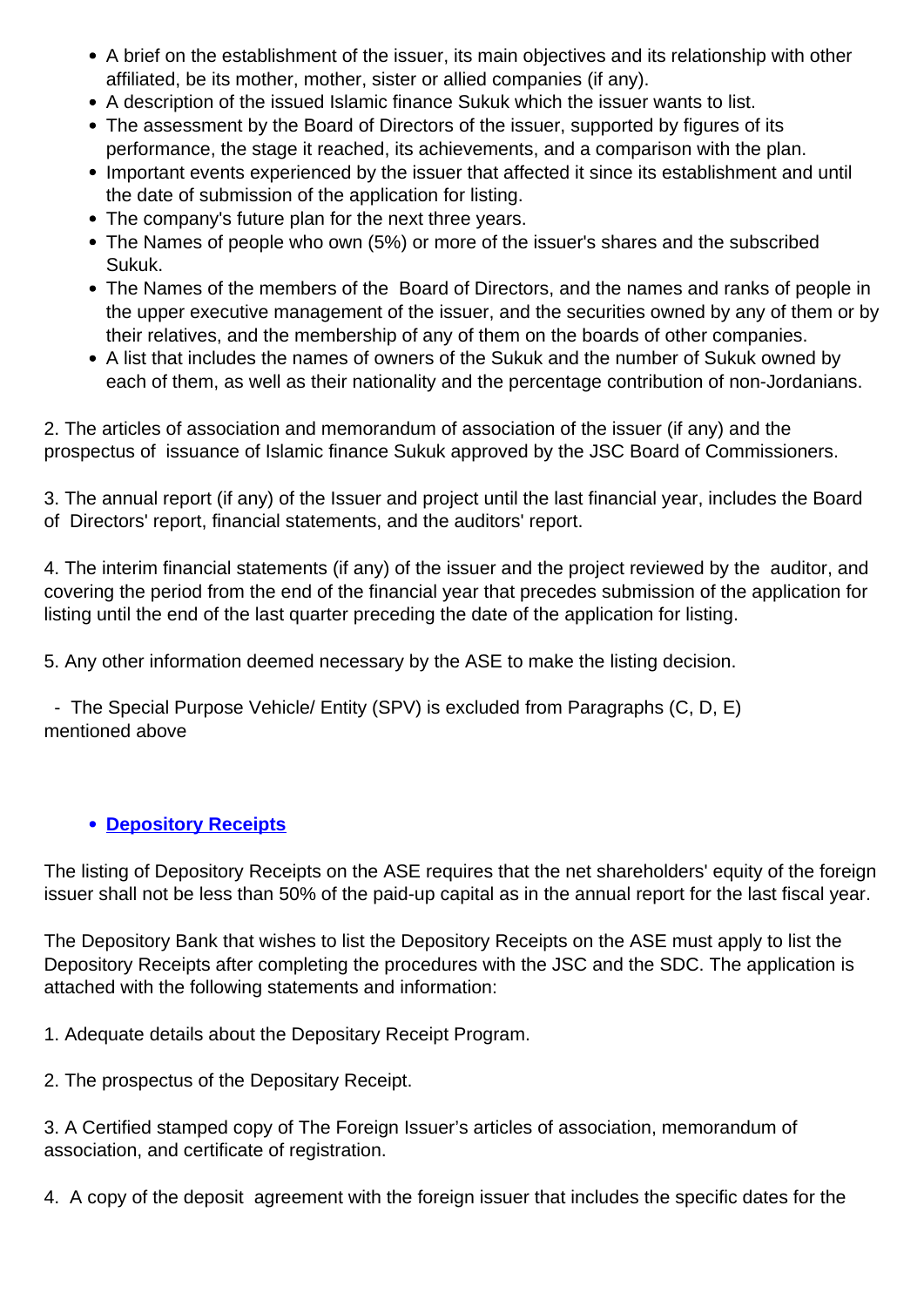- A brief on the establishment of the issuer, its main objectives and its relationship with other affiliated, be its mother, mother, sister or allied companies (if any).
- A description of the issued Islamic finance Sukuk which the issuer wants to list.
- The assessment by the Board of Directors of the issuer, supported by figures of its performance, the stage it reached, its achievements, and a comparison with the plan.
- Important events experienced by the issuer that affected it since its establishment and until the date of submission of the application for listing.
- The company's future plan for the next three years.
- The Names of people who own (5%) or more of the issuer's shares and the subscribed Sukuk.
- The Names of the members of the Board of Directors, and the names and ranks of people in the upper executive management of the issuer, and the securities owned by any of them or by their relatives, and the membership of any of them on the boards of other companies.
- A list that includes the names of owners of the Sukuk and the number of Sukuk owned by each of them, as well as their nationality and the percentage contribution of non-Jordanians.

2. The articles of association and memorandum of association of the issuer (if any) and the prospectus of issuance of Islamic finance Sukuk approved by the JSC Board of Commissioners.

3. The annual report (if any) of the Issuer and project until the last financial year, includes the Board of Directors' report, financial statements, and the auditors' report.

4. The interim financial statements (if any) of the issuer and the project reviewed by the auditor, and covering the period from the end of the financial year that precedes submission of the application for listing until the end of the last quarter preceding the date of the application for listing.

5. Any other information deemed necessary by the ASE to make the listing decision.

- The Special Purpose Vehicle/ Entity (SPV) is excluded from Paragraphs (C, D, E) mentioned above

- **Depository Receipts**

The listing of Depository Receipts on the ASE requires that the net shareholders' equity of the foreign issuer shall not be less than 50% of the paid-up capital as in the annual report for the last fiscal year.

The Depository Bank that wishes to list the Depository Receipts on the ASE must apply to list the Depository Receipts after completing the procedures with the JSC and the SDC. The application is attached with the following statements and information:

1. Adequate details about the Depositary Receipt Program.

2. The prospectus of the Depositary Receipt.

3. A Certified stamped copy of The Foreign Issuer's articles of association, memorandum of association, and certificate of registration.

4. A copy of the deposit agreement with the foreign issuer that includes the specific dates for the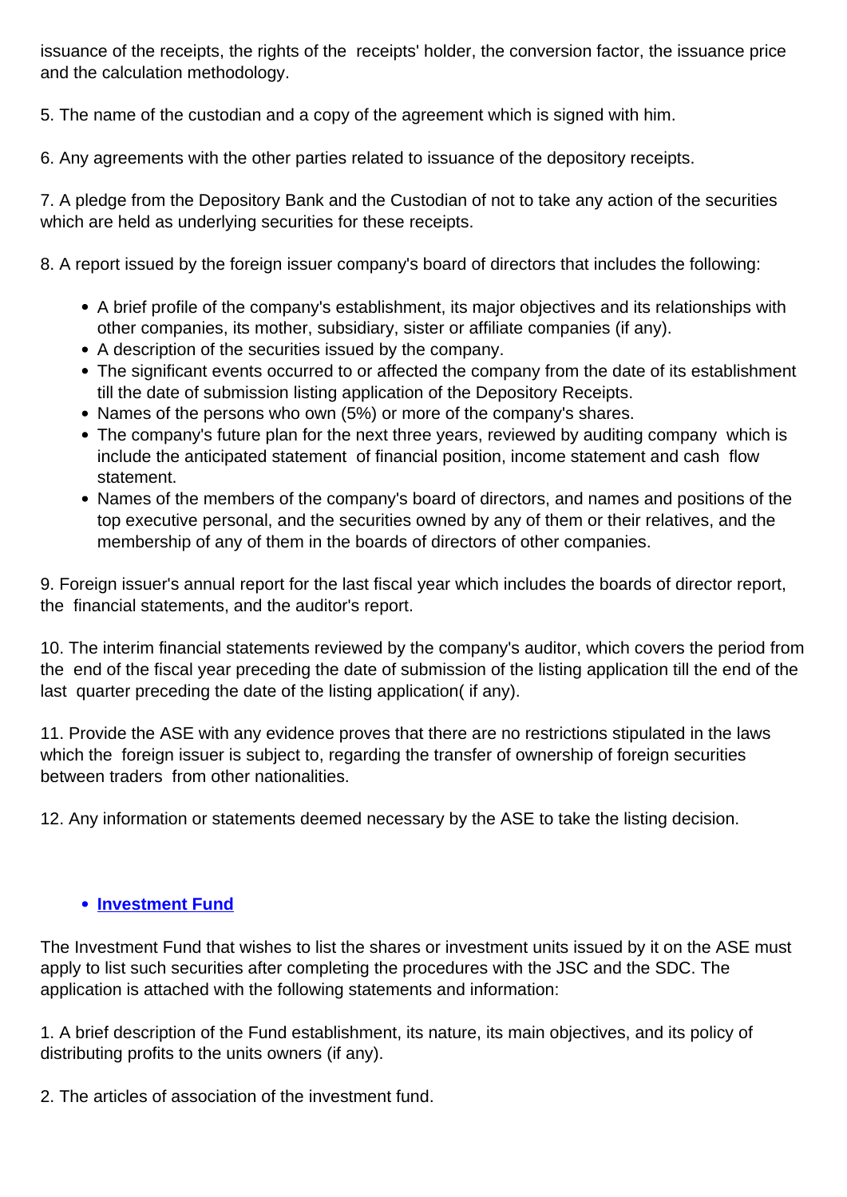issuance of the receipts, the rights of the receipts' holder, the conversion factor, the issuance price and the calculation methodology.

5. The name of the custodian and a copy of the agreement which is signed with him.

6. Any agreements with the other parties related to issuance of the depository receipts.

7. A pledge from the Depository Bank and the Custodian of not to take any action of the securities which are held as underlying securities for these receipts.

8. A report issued by the foreign issuer company's board of directors that includes the following:

- A brief profile of the company's establishment, its major objectives and its relationships with other companies, its mother, subsidiary, sister or affiliate companies (if any).
- A description of the securities issued by the company.
- The significant events occurred to or affected the company from the date of its establishment till the date of submission listing application of the Depository Receipts.
- Names of the persons who own (5%) or more of the company's shares.
- The company's future plan for the next three years, reviewed by auditing company which is include the anticipated statement of financial position, income statement and cash flow statement.
- Names of the members of the company's board of directors, and names and positions of the top executive personal, and the securities owned by any of them or their relatives, and the membership of any of them in the boards of directors of other companies.

9. Foreign issuer's annual report for the last fiscal year which includes the boards of director report, the financial statements, and the auditor's report.

10. The interim financial statements reviewed by the company's auditor, which covers the period from the end of the fiscal year preceding the date of submission of the listing application till the end of the last quarter preceding the date of the listing application( if any).

11. Provide the ASE with any evidence proves that there are no restrictions stipulated in the laws which the foreign issuer is subject to, regarding the transfer of ownership of foreign securities between traders from other nationalities.

12. Any information or statements deemed necessary by the ASE to take the listing decision.

- **Investment Fund**

The Investment Fund that wishes to list the shares or investment units issued by it on the ASE must apply to list such securities after completing the procedures with the JSC and the SDC. The application is attached with the following statements and information:

1. A brief description of the Fund establishment, its nature, its main objectives, and its policy of distributing profits to the units owners (if any).

2. The articles of association of the investment fund.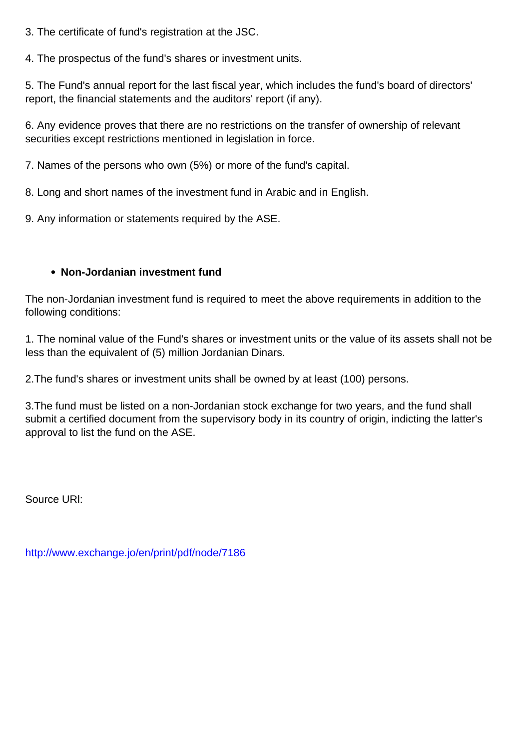3. The certificate of fund's registration at the JSC.

4. The prospectus of the fund's shares or investment units.

5. The Fund's annual report for the last fiscal year, which includes the fund's board of directors' report, the financial statements and the auditors' report (if any).

6. Any evidence proves that there are no restrictions on the transfer of ownership of relevant securities except restrictions mentioned in legislation in force.

7. Names of the persons who own (5%) or more of the fund's capital.

8. Long and short names of the investment fund in Arabic and in English.

9. Any information or statements required by the ASE.

- **Non-Jordanian investment fund**

The non-Jordanian investment fund is required to meet the above requirements in addition to the following conditions:

1. The nominal value of the Fund's shares or investment units or the value of its assets shall not be less than the equivalent of (5) million Jordanian Dinars.

2.The fund's shares or investment units shall be owned by at least (100) persons.

3.The fund must be listed on a non-Jordanian stock exchange for two years, and the fund shall submit a certified document from the supervisory body in its country of origin, indicting the latter's approval to list the fund on the ASE.

Source URl:

http://www.exchange.jo/en/print/pdf/node/7186